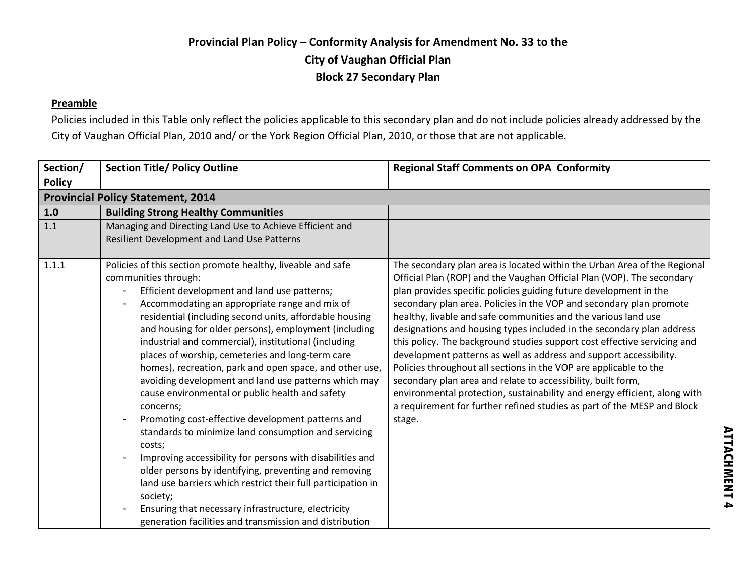**Provincial Plan Policy – Conformity Analysis for Amendment No. 33 to the City of Vaughan Official Plan Block 27 Secondary Plan**

**Preamble**

Policies included in this Table only reflect the policies applicable to this secondary plan and do not include policies already addressed by the City of Vaughan Official Plan, 2010 and/ or the York Region Official Plan, 2010, or those that are not applicable.

| Section/ Policy | Section Title/ Policy Outline | Regional Staff Comments on OPA Conformity |
|---|---|---|
| **Provincial Policy Statement, 2014** | | |
| **1.0** | **Building Strong Healthy Communities** | |
| 1.1 | Managing and Directing Land Use to Achieve Efficient and Resilient Development and Land Use Patterns | |
| 1.1.1 | Policies of this section promote healthy, liveable and safe communities through:<br>- Efficient development and land use patterns;<br>- Accommodating an appropriate range and mix of residential (including second units, affordable housing and housing for older persons), employment (including industrial and commercial), institutional (including places of worship, cemeteries and long-term care homes), recreation, park and open space, and other use, avoiding development and land use patterns which may cause environmental or public health and safety concerns;<br>- Promoting cost-effective development patterns and standards to minimize land consumption and servicing costs;<br>- Improving accessibility for persons with disabilities and older persons by identifying, preventing and removing land use barriers which restrict their full participation in society;<br>- Ensuring that necessary infrastructure, electricity generation facilities and transmission and distribution | The secondary plan area is located within the Urban Area of the Regional Official Plan (ROP) and the Vaughan Official Plan (VOP). The secondary plan provides specific policies guiding future development in the secondary plan area. Policies in the VOP and secondary plan promote healthy, livable and safe communities and the various land use designations and housing types included in the secondary plan address this policy. The background studies support cost effective servicing and development patterns as well as address and support accessibility. Policies throughout all sections in the VOP are applicable to the secondary plan area and relate to accessibility, built form, environmental protection, sustainability and energy efficient, along with a requirement for further refined studies as part of the MESP and Block stage. |

**ATTACHMENT 4**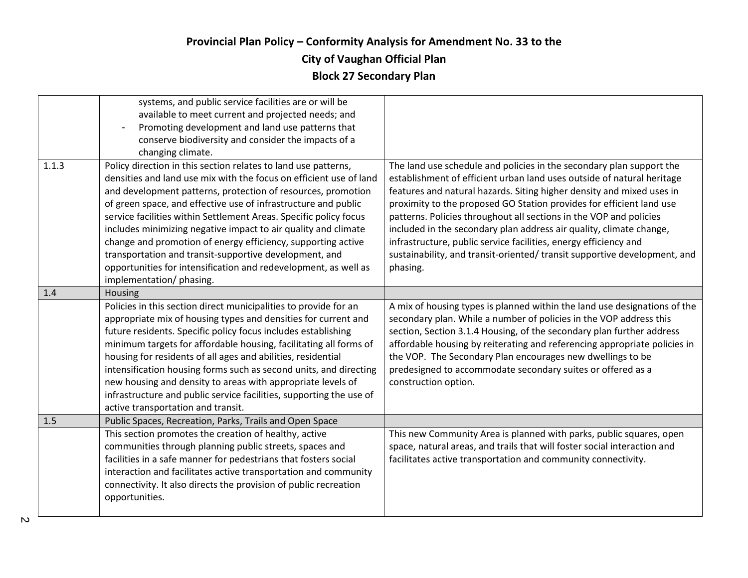**Provincial Plan Policy – Conformity Analysis for Amendment No. 33 to the City of Vaughan Official Plan Block 27 Secondary Plan**

| | | |
|---|---|---|
| | systems, and public service facilities are or will be available to meet current and projected needs; and<br>- Promoting development and land use patterns that conserve biodiversity and consider the impacts of a changing climate. | |
| 1.1.3 | Policy direction in this section relates to land use patterns, densities and land use mix with the focus on efficient use of land and development patterns, protection of resources, promotion of green space, and effective use of infrastructure and public service facilities within Settlement Areas. Specific policy focus includes minimizing negative impact to air quality and climate change and promotion of energy efficiency, supporting active transportation and transit-supportive development, and opportunities for intensification and redevelopment, as well as implementation/ phasing. | The land use schedule and policies in the secondary plan support the establishment of efficient urban land uses outside of natural heritage features and natural hazards. Siting higher density and mixed uses in proximity to the proposed GO Station provides for efficient land use patterns. Policies throughout all sections in the VOP and policies included in the secondary plan address air quality, climate change, infrastructure, public service facilities, energy efficiency and sustainability, and transit-oriented/ transit supportive development, and phasing. |
| 1.4 | Housing | |
| | Policies in this section direct municipalities to provide for an appropriate mix of housing types and densities for current and future residents. Specific policy focus includes establishing minimum targets for affordable housing, facilitating all forms of housing for residents of all ages and abilities, residential intensification housing forms such as second units, and directing new housing and density to areas with appropriate levels of infrastructure and public service facilities, supporting the use of active transportation and transit. | A mix of housing types is planned within the land use designations of the secondary plan. While a number of policies in the VOP address this section, Section 3.1.4 Housing, of the secondary plan further address affordable housing by reiterating and referencing appropriate policies in the VOP. The Secondary Plan encourages new dwellings to be predesigned to accommodate secondary suites or offered as a construction option. |
| 1.5 | Public Spaces, Recreation, Parks, Trails and Open Space | |
| | This section promotes the creation of healthy, active communities through planning public streets, spaces and facilities in a safe manner for pedestrians that fosters social interaction and facilitates active transportation and community connectivity. It also directs the provision of public recreation opportunities. | This new Community Area is planned with parks, public squares, open space, natural areas, and trails that will foster social interaction and facilitates active transportation and community connectivity. |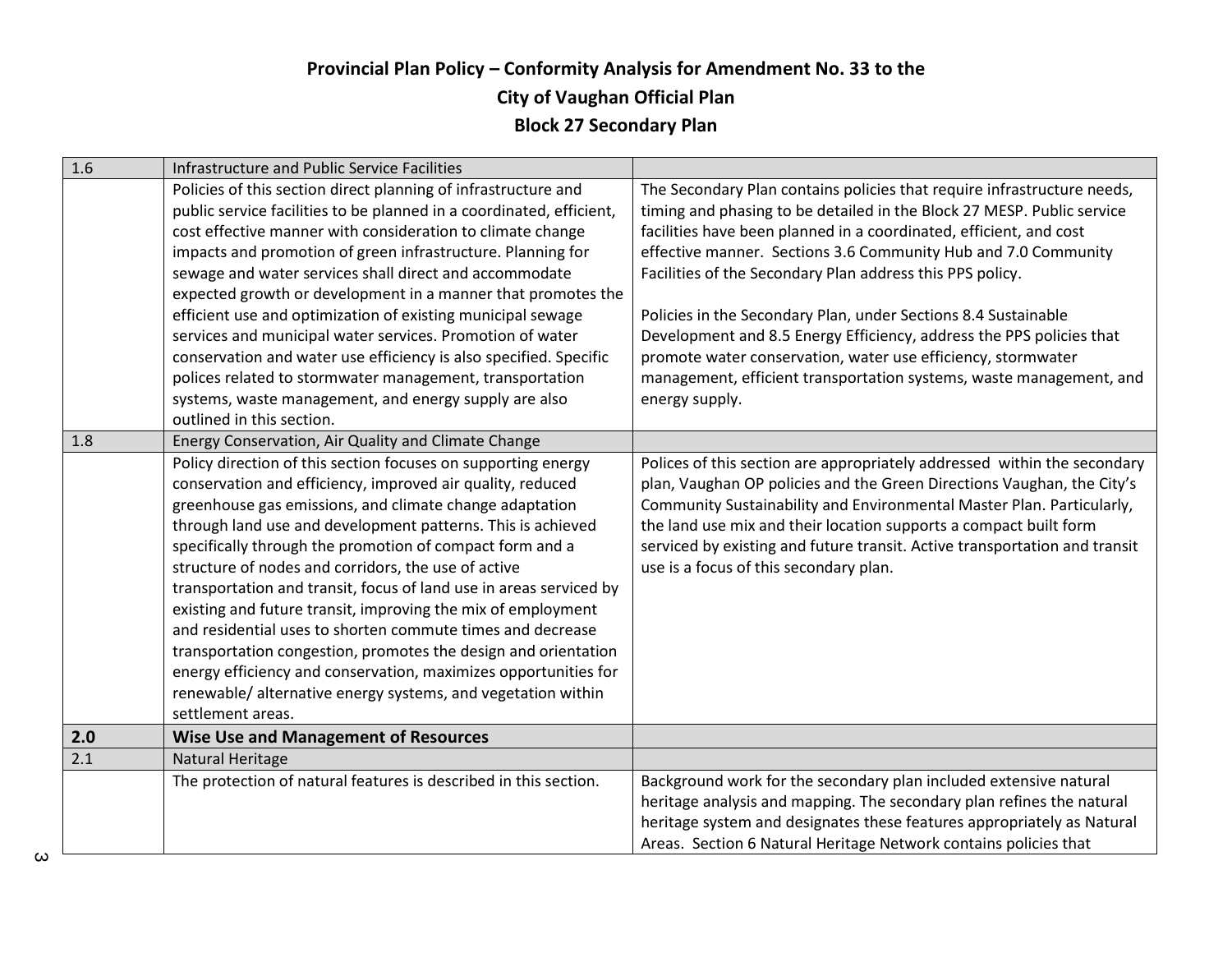# Provincial Plan Policy – Conformity Analysis for Amendment No. 33 to the City of Vaughan Official Plan Block 27 Secondary Plan

| | | |
|---|---|---|
| 1.6 | Infrastructure and Public Service Facilities | |
| | Policies of this section direct planning of infrastructure and public service facilities to be planned in a coordinated, efficient, cost effective manner with consideration to climate change impacts and promotion of green infrastructure. Planning for sewage and water services shall direct and accommodate expected growth or development in a manner that promotes the efficient use and optimization of existing municipal sewage services and municipal water services. Promotion of water conservation and water use efficiency is also specified. Specific polices related to stormwater management, transportation systems, waste management, and energy supply are also outlined in this section. | The Secondary Plan contains policies that require infrastructure needs, timing and phasing to be detailed in the Block 27 MESP. Public service facilities have been planned in a coordinated, efficient, and cost effective manner. Sections 3.6 Community Hub and 7.0 Community Facilities of the Secondary Plan address this PPS policy.<br><br>Policies in the Secondary Plan, under Sections 8.4 Sustainable Development and 8.5 Energy Efficiency, address the PPS policies that promote water conservation, water use efficiency, stormwater management, efficient transportation systems, waste management, and energy supply. |
| 1.8 | Energy Conservation, Air Quality and Climate Change | |
| | Policy direction of this section focuses on supporting energy conservation and efficiency, improved air quality, reduced greenhouse gas emissions, and climate change adaptation through land use and development patterns. This is achieved specifically through the promotion of compact form and a structure of nodes and corridors, the use of active transportation and transit, focus of land use in areas serviced by existing and future transit, improving the mix of employment and residential uses to shorten commute times and decrease transportation congestion, promotes the design and orientation energy efficiency and conservation, maximizes opportunities for renewable/ alternative energy systems, and vegetation within settlement areas. | Polices of this section are appropriately addressed within the secondary plan, Vaughan OP policies and the Green Directions Vaughan, the City's Community Sustainability and Environmental Master Plan. Particularly, the land use mix and their location supports a compact built form serviced by existing and future transit. Active transportation and transit use is a focus of this secondary plan. |
| **2.0** | **Wise Use and Management of Resources** | |
| 2.1 | Natural Heritage | |
| | The protection of natural features is described in this section. | Background work for the secondary plan included extensive natural heritage analysis and mapping. The secondary plan refines the natural heritage system and designates these features appropriately as Natural Areas. Section 6 Natural Heritage Network contains policies that |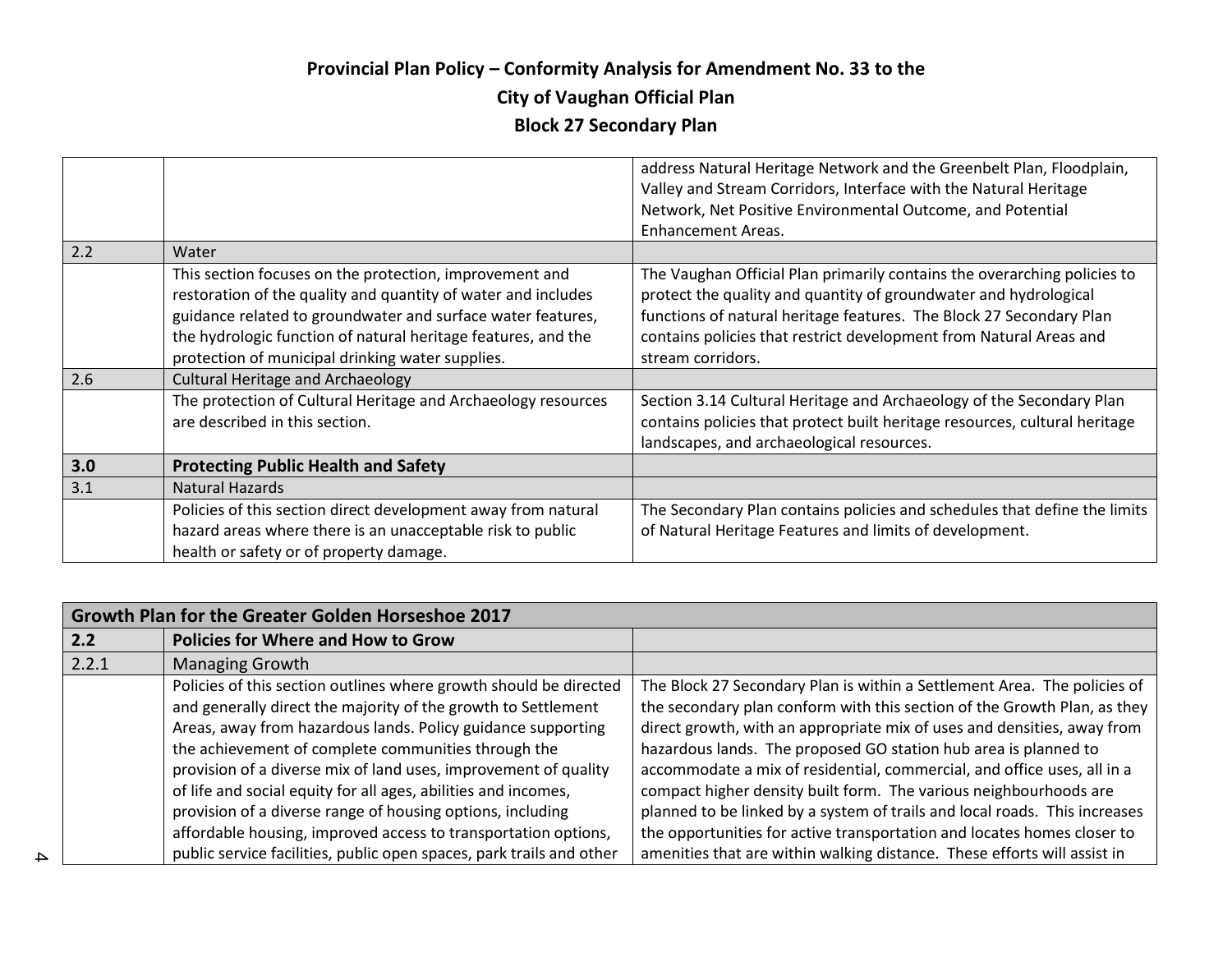# Provincial Plan Policy – Conformity Analysis for Amendment No. 33 to the City of Vaughan Official Plan Block 27 Secondary Plan

| | | |
|---|---|---|
| | | address Natural Heritage Network and the Greenbelt Plan, Floodplain, Valley and Stream Corridors, Interface with the Natural Heritage Network, Net Positive Environmental Outcome, and Potential Enhancement Areas. |
| 2.2 | Water | |
| | This section focuses on the protection, improvement and restoration of the quality and quantity of water and includes guidance related to groundwater and surface water features, the hydrologic function of natural heritage features, and the protection of municipal drinking water supplies. | The Vaughan Official Plan primarily contains the overarching policies to protect the quality and quantity of groundwater and hydrological functions of natural heritage features. The Block 27 Secondary Plan contains policies that restrict development from Natural Areas and stream corridors. |
| 2.6 | Cultural Heritage and Archaeology | |
| | The protection of Cultural Heritage and Archaeology resources are described in this section. | Section 3.14 Cultural Heritage and Archaeology of the Secondary Plan contains policies that protect built heritage resources, cultural heritage landscapes, and archaeological resources. |
| **3.0** | **Protecting Public Health and Safety** | |
| 3.1 | Natural Hazards | |
| | Policies of this section direct development away from natural hazard areas where there is an unacceptable risk to public health or safety or of property damage. | The Secondary Plan contains policies and schedules that define the limits of Natural Heritage Features and limits of development. |

| **Growth Plan for the Greater Golden Horseshoe 2017** | | |
|---|---|---|
| **2.2** | **Policies for Where and How to Grow** | |
| 2.2.1 | Managing Growth | |
| | Policies of this section outlines where growth should be directed and generally direct the majority of the growth to Settlement Areas, away from hazardous lands. Policy guidance supporting the achievement of complete communities through the provision of a diverse mix of land uses, improvement of quality of life and social equity for all ages, abilities and incomes, provision of a diverse range of housing options, including affordable housing, improved access to transportation options, public service facilities, public open spaces, park trails and other | The Block 27 Secondary Plan is within a Settlement Area. The policies of the secondary plan conform with this section of the Growth Plan, as they direct growth, with an appropriate mix of uses and densities, away from hazardous lands. The proposed GO station hub area is planned to accommodate a mix of residential, commercial, and office uses, all in a compact higher density built form. The various neighbourhoods are planned to be linked by a system of trails and local roads. This increases the opportunities for active transportation and locates homes closer to amenities that are within walking distance. These efforts will assist in |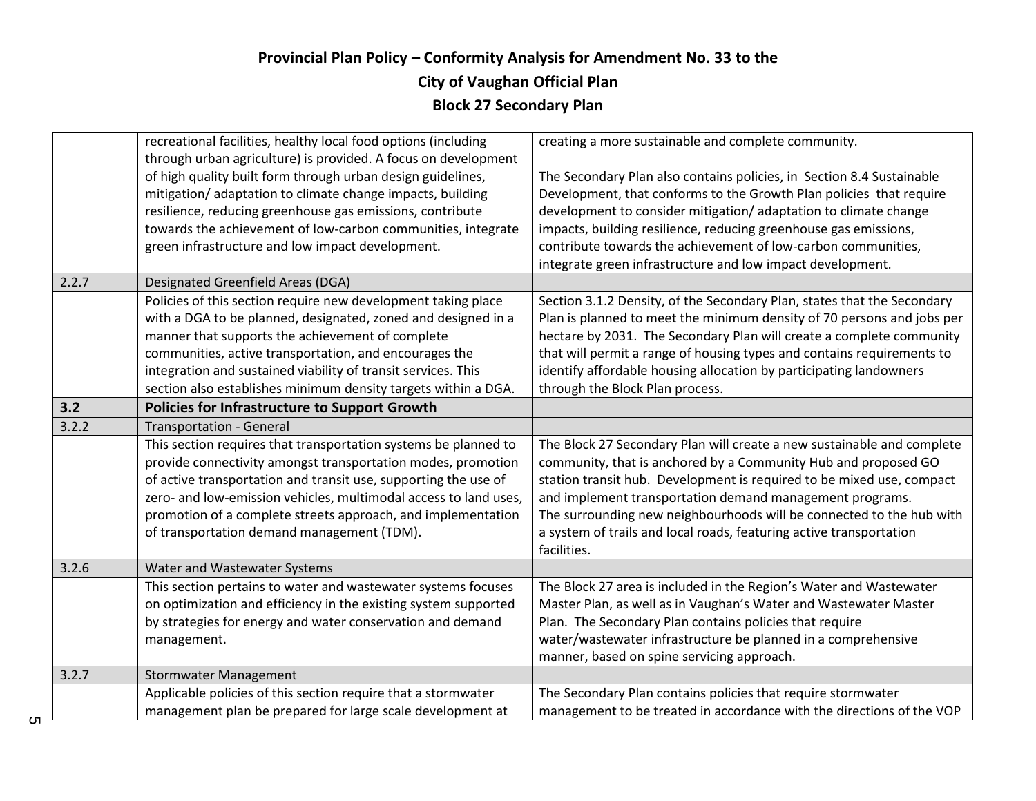# Provincial Plan Policy – Conformity Analysis for Amendment No. 33 to the City of Vaughan Official Plan Block 27 Secondary Plan

| | | |
|---|---|---|
| | recreational facilities, healthy local food options (including through urban agriculture) is provided. A focus on development of high quality built form through urban design guidelines, mitigation/ adaptation to climate change impacts, building resilience, reducing greenhouse gas emissions, contribute towards the achievement of low-carbon communities, integrate green infrastructure and low impact development. | creating a more sustainable and complete community.<br><br>The Secondary Plan also contains policies, in Section 8.4 Sustainable Development, that conforms to the Growth Plan policies that require development to consider mitigation/ adaptation to climate change impacts, building resilience, reducing greenhouse gas emissions, contribute towards the achievement of low-carbon communities, integrate green infrastructure and low impact development. |
| 2.2.7 | Designated Greenfield Areas (DGA) | |
| | Policies of this section require new development taking place with a DGA to be planned, designated, zoned and designed in a manner that supports the achievement of complete communities, active transportation, and encourages the integration and sustained viability of transit services. This section also establishes minimum density targets within a DGA. | Section 3.1.2 Density, of the Secondary Plan, states that the Secondary Plan is planned to meet the minimum density of 70 persons and jobs per hectare by 2031. The Secondary Plan will create a complete community that will permit a range of housing types and contains requirements to identify affordable housing allocation by participating landowners through the Block Plan process. |
| **3.2** | **Policies for Infrastructure to Support Growth** | |
| 3.2.2 | Transportation - General | |
| | This section requires that transportation systems be planned to provide connectivity amongst transportation modes, promotion of active transportation and transit use, supporting the use of zero- and low-emission vehicles, multimodal access to land uses, promotion of a complete streets approach, and implementation of transportation demand management (TDM). | The Block 27 Secondary Plan will create a new sustainable and complete community, that is anchored by a Community Hub and proposed GO station transit hub. Development is required to be mixed use, compact and implement transportation demand management programs.<br>The surrounding new neighbourhoods will be connected to the hub with a system of trails and local roads, featuring active transportation facilities. |
| 3.2.6 | Water and Wastewater Systems | |
| | This section pertains to water and wastewater systems focuses on optimization and efficiency in the existing system supported by strategies for energy and water conservation and demand management. | The Block 27 area is included in the Region's Water and Wastewater Master Plan, as well as in Vaughan's Water and Wastewater Master Plan. The Secondary Plan contains policies that require water/wastewater infrastructure be planned in a comprehensive manner, based on spine servicing approach. |
| 3.2.7 | Stormwater Management | |
| | Applicable policies of this section require that a stormwater management plan be prepared for large scale development at | The Secondary Plan contains policies that require stormwater management to be treated in accordance with the directions of the VOP |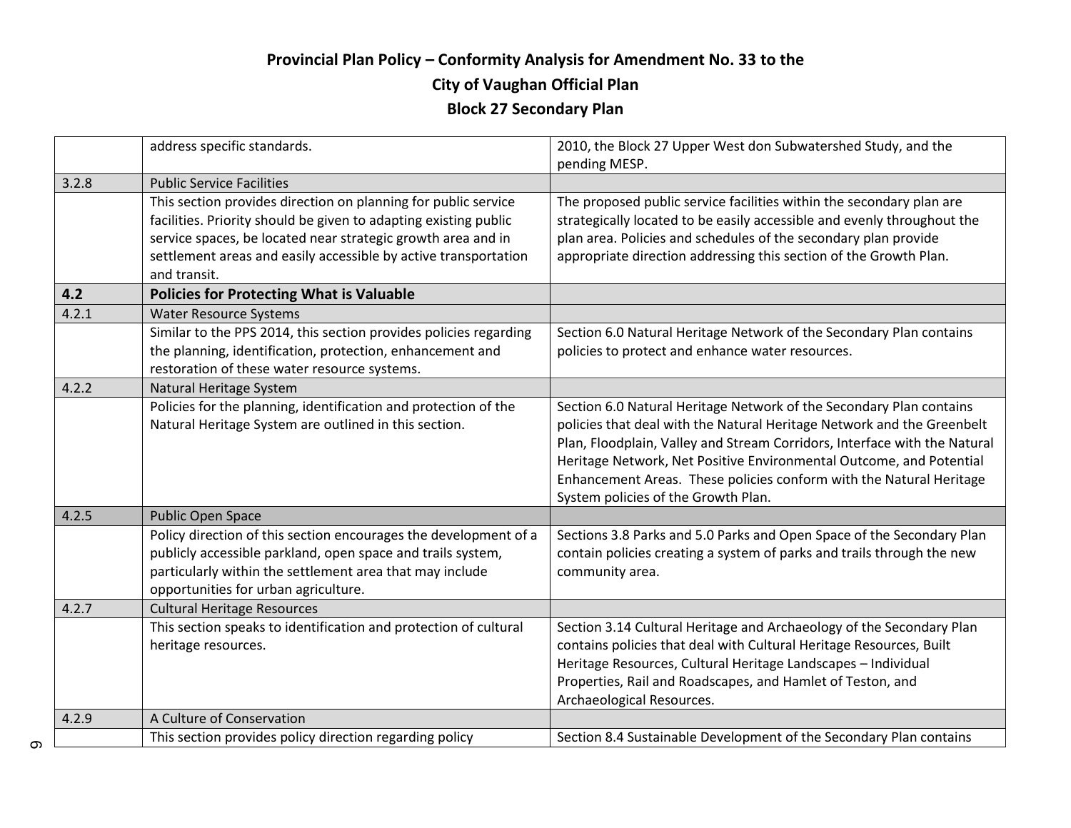# Provincial Plan Policy – Conformity Analysis for Amendment No. 33 to the City of Vaughan Official Plan Block 27 Secondary Plan

| | | |
|---|---|---|
| | address specific standards. | 2010, the Block 27 Upper West don Subwatershed Study, and the pending MESP. |
| 3.2.8 | Public Service Facilities | |
| | This section provides direction on planning for public service facilities. Priority should be given to adapting existing public service spaces, be located near strategic growth area and in settlement areas and easily accessible by active transportation and transit. | The proposed public service facilities within the secondary plan are strategically located to be easily accessible and evenly throughout the plan area. Policies and schedules of the secondary plan provide appropriate direction addressing this section of the Growth Plan. |
| **4.2** | **Policies for Protecting What is Valuable** | |
| 4.2.1 | Water Resource Systems | |
| | Similar to the PPS 2014, this section provides policies regarding the planning, identification, protection, enhancement and restoration of these water resource systems. | Section 6.0 Natural Heritage Network of the Secondary Plan contains policies to protect and enhance water resources. |
| 4.2.2 | Natural Heritage System | |
| | Policies for the planning, identification and protection of the Natural Heritage System are outlined in this section. | Section 6.0 Natural Heritage Network of the Secondary Plan contains policies that deal with the Natural Heritage Network and the Greenbelt Plan, Floodplain, Valley and Stream Corridors, Interface with the Natural Heritage Network, Net Positive Environmental Outcome, and Potential Enhancement Areas. These policies conform with the Natural Heritage System policies of the Growth Plan. |
| 4.2.5 | Public Open Space | |
| | Policy direction of this section encourages the development of a publicly accessible parkland, open space and trails system, particularly within the settlement area that may include opportunities for urban agriculture. | Sections 3.8 Parks and 5.0 Parks and Open Space of the Secondary Plan contain policies creating a system of parks and trails through the new community area. |
| 4.2.7 | Cultural Heritage Resources | |
| | This section speaks to identification and protection of cultural heritage resources. | Section 3.14 Cultural Heritage and Archaeology of the Secondary Plan contains policies that deal with Cultural Heritage Resources, Built Heritage Resources, Cultural Heritage Landscapes – Individual Properties, Rail and Roadscapes, and Hamlet of Teston, and Archaeological Resources. |
| 4.2.9 | A Culture of Conservation | |
| | This section provides policy direction regarding policy | Section 8.4 Sustainable Development of the Secondary Plan contains |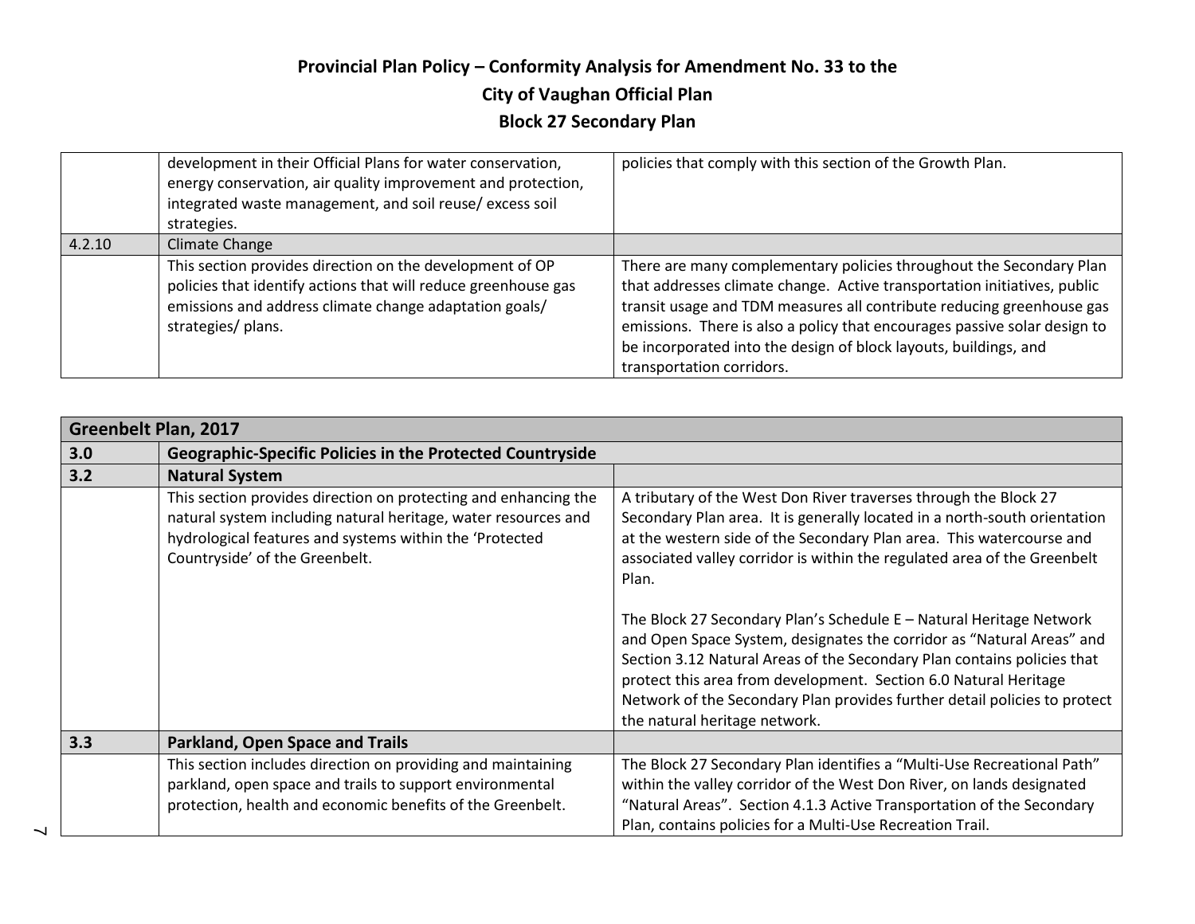# Provincial Plan Policy – Conformity Analysis for Amendment No. 33 to the City of Vaughan Official Plan

# Block 27 Secondary Plan

| | | |
|---|---|---|
| | development in their Official Plans for water conservation, energy conservation, air quality improvement and protection, integrated waste management, and soil reuse/ excess soil strategies. | policies that comply with this section of the Growth Plan. |
| 4.2.10 | Climate Change | |
| | This section provides direction on the development of OP policies that identify actions that will reduce greenhouse gas emissions and address climate change adaptation goals/ strategies/ plans. | There are many complementary policies throughout the Secondary Plan that addresses climate change. Active transportation initiatives, public transit usage and TDM measures all contribute reducing greenhouse gas emissions. There is also a policy that encourages passive solar design to be incorporated into the design of block layouts, buildings, and transportation corridors. |

| **Greenbelt Plan, 2017** | | |
|---|---|---|
| **3.0** | **Geographic-Specific Policies in the Protected Countryside** | |
| **3.2** | **Natural System** | |
| | This section provides direction on protecting and enhancing the natural system including natural heritage, water resources and hydrological features and systems within the 'Protected Countryside' of the Greenbelt. | A tributary of the West Don River traverses through the Block 27 Secondary Plan area. It is generally located in a north-south orientation at the western side of the Secondary Plan area. This watercourse and associated valley corridor is within the regulated area of the Greenbelt Plan.<br><br>The Block 27 Secondary Plan's Schedule E – Natural Heritage Network and Open Space System, designates the corridor as "Natural Areas" and Section 3.12 Natural Areas of the Secondary Plan contains policies that protect this area from development. Section 6.0 Natural Heritage Network of the Secondary Plan provides further detail policies to protect the natural heritage network. |
| **3.3** | **Parkland, Open Space and Trails** | |
| | This section includes direction on providing and maintaining parkland, open space and trails to support environmental protection, health and economic benefits of the Greenbelt. | The Block 27 Secondary Plan identifies a "Multi-Use Recreational Path" within the valley corridor of the West Don River, on lands designated "Natural Areas". Section 4.1.3 Active Transportation of the Secondary Plan, contains policies for a Multi-Use Recreation Trail. |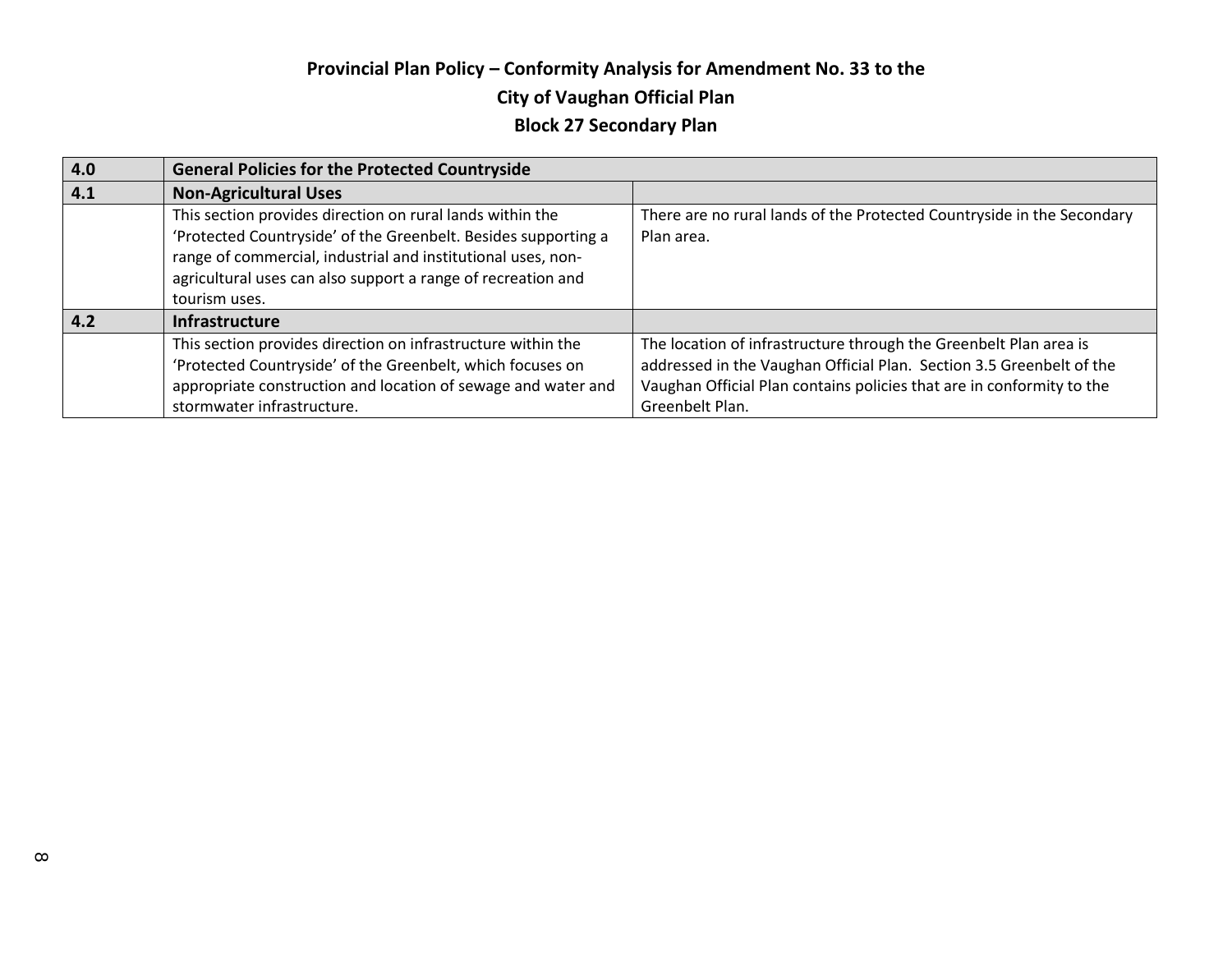**Provincial Plan Policy – Conformity Analysis for Amendment No. 33 to the**

**City of Vaughan Official Plan**

**Block 27 Secondary Plan**

| | | |
|---|---|---|
| **4.0** | **General Policies for the Protected Countryside** | |
| **4.1** | **Non-Agricultural Uses** | |
| | This section provides direction on rural lands within the 'Protected Countryside' of the Greenbelt. Besides supporting a range of commercial, industrial and institutional uses, non-agricultural uses can also support a range of recreation and tourism uses. | There are no rural lands of the Protected Countryside in the Secondary Plan area. |
| **4.2** | **Infrastructure** | |
| | This section provides direction on infrastructure within the 'Protected Countryside' of the Greenbelt, which focuses on appropriate construction and location of sewage and water and stormwater infrastructure. | The location of infrastructure through the Greenbelt Plan area is addressed in the Vaughan Official Plan. Section 3.5 Greenbelt of the Vaughan Official Plan contains policies that are in conformity to the Greenbelt Plan. |